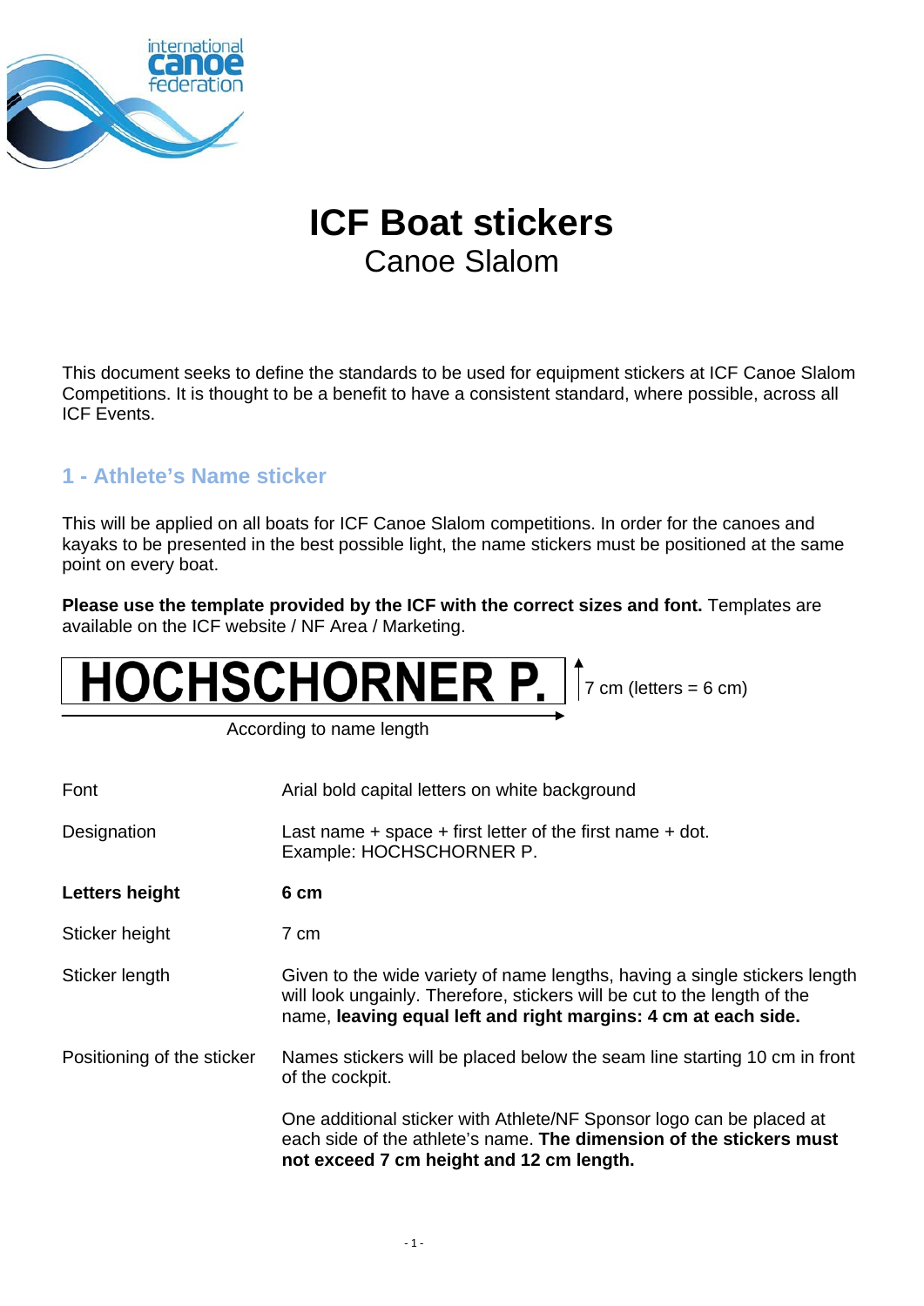# ICF Boat stickers

## Canoe Slalom

This document seeks to define the standards to be used for equipment stickers at ICF Canoe Slalom Competitions. It is thought to be a benefit to have a consistent standard, where possible, across all ICF Events.

## 1 - Athlete's Name sticker

This will be applied on all boats for ICF Canoe Slalom competitions. In order for the canoes and kayaks to be presented in the best possible light, the name stickers must be positioned at the same point on every boat.

**Please use the template provided by the ICF with the correct sizes and font.** Templates are available on the ICF website / NF Area / Marketing.

**HOCHSCHORNER P.** — 7 cm (letters = 6 cm)

According to name length

| | |
|---|---|
| Font | Arial bold capital letters on white background |
| Designation | Last name + space + first letter of the first name + dot. Example: HOCHSCHORNER P. |
| **Letters height** | **6 cm** |
| Sticker height | 7 cm |
| Sticker length | Given to the wide variety of name lengths, having a single stickers length will look ungainly. Therefore, stickers will be cut to the length of the name, **leaving equal left and right margins: 4 cm at each side.** |
| Positioning of the sticker | Names stickers will be placed below the seam line starting 10 cm in front of the cockpit.<br><br>One additional sticker with Athlete/NF Sponsor logo can be placed at each side of the athlete's name. **The dimension of the stickers must not exceed 7 cm height and 12 cm length.** |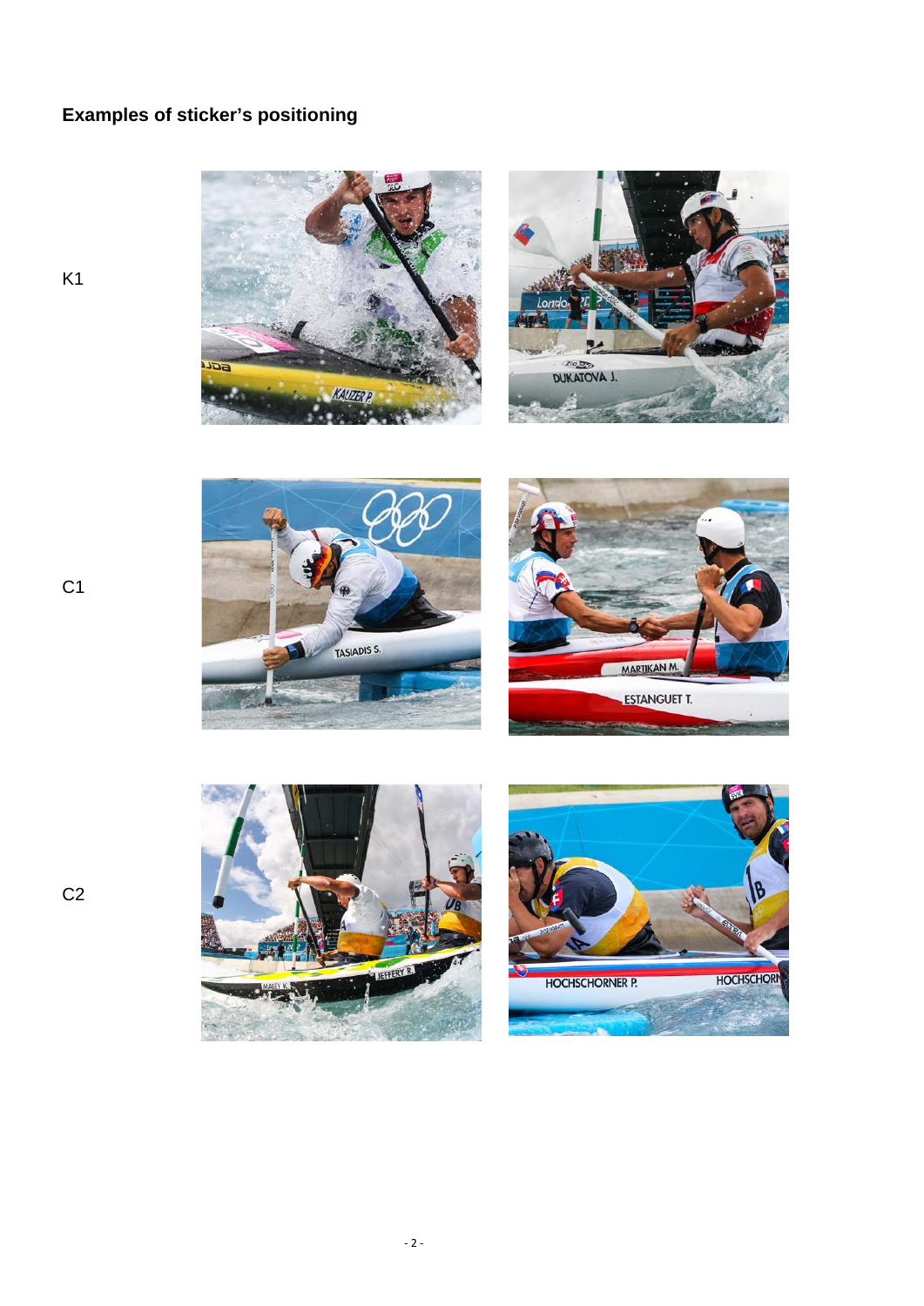**Examples of sticker's positioning**

K1

C1

C2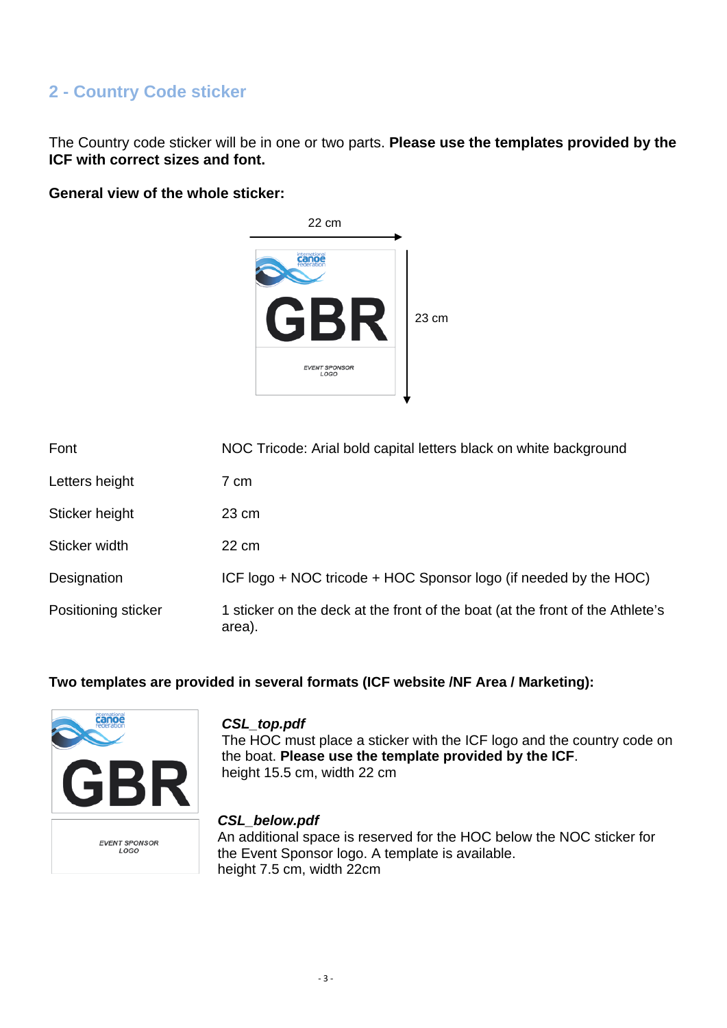## 2 - Country Code sticker

The Country code sticker will be in one or two parts. **Please use the templates provided by the ICF with correct sizes and font.**

**General view of the whole sticker:**

| | |
|---|---|
| Font | NOC Tricode: Arial bold capital letters black on white background |
| Letters height | 7 cm |
| Sticker height | 23 cm |
| Sticker width | 22 cm |
| Designation | ICF logo + NOC tricode + HOC Sponsor logo (if needed by the HOC) |
| Positioning sticker | 1 sticker on the deck at the front of the boat (at the front of the Athlete's area). |

**Two templates are provided in several formats (ICF website /NF Area / Marketing):**

***CSL_top.pdf***
The HOC must place a sticker with the ICF logo and the country code on the boat. **Please use the template provided by the ICF**.
height 15.5 cm, width 22 cm

***CSL_below.pdf***
An additional space is reserved for the HOC below the NOC sticker for the Event Sponsor logo. A template is available.
height 7.5 cm, width 22cm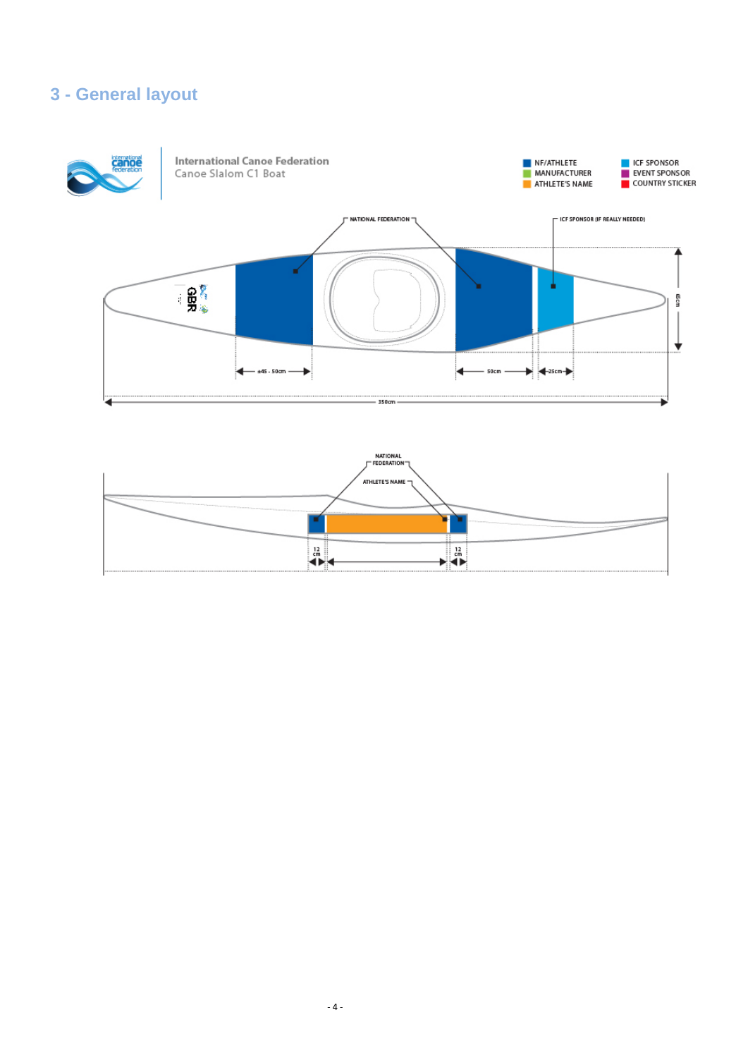## 3 - General layout

International Canoe Federation
Canoe Slalom C1 Boat

NF/ATHLETE
MANUFACTURER
ATHLETE'S NAME
ICF SPONSOR
EVENT SPONSOR
COUNTRY STICKER

NATIONAL FEDERATION
ICF SPONSOR (IF REALLY NEEDED)

GBR

±45 - 50cm
50cm
25cm
350cm
65cm

NATIONAL FEDERATION
ATHLETE'S NAME

12 cm
12 cm